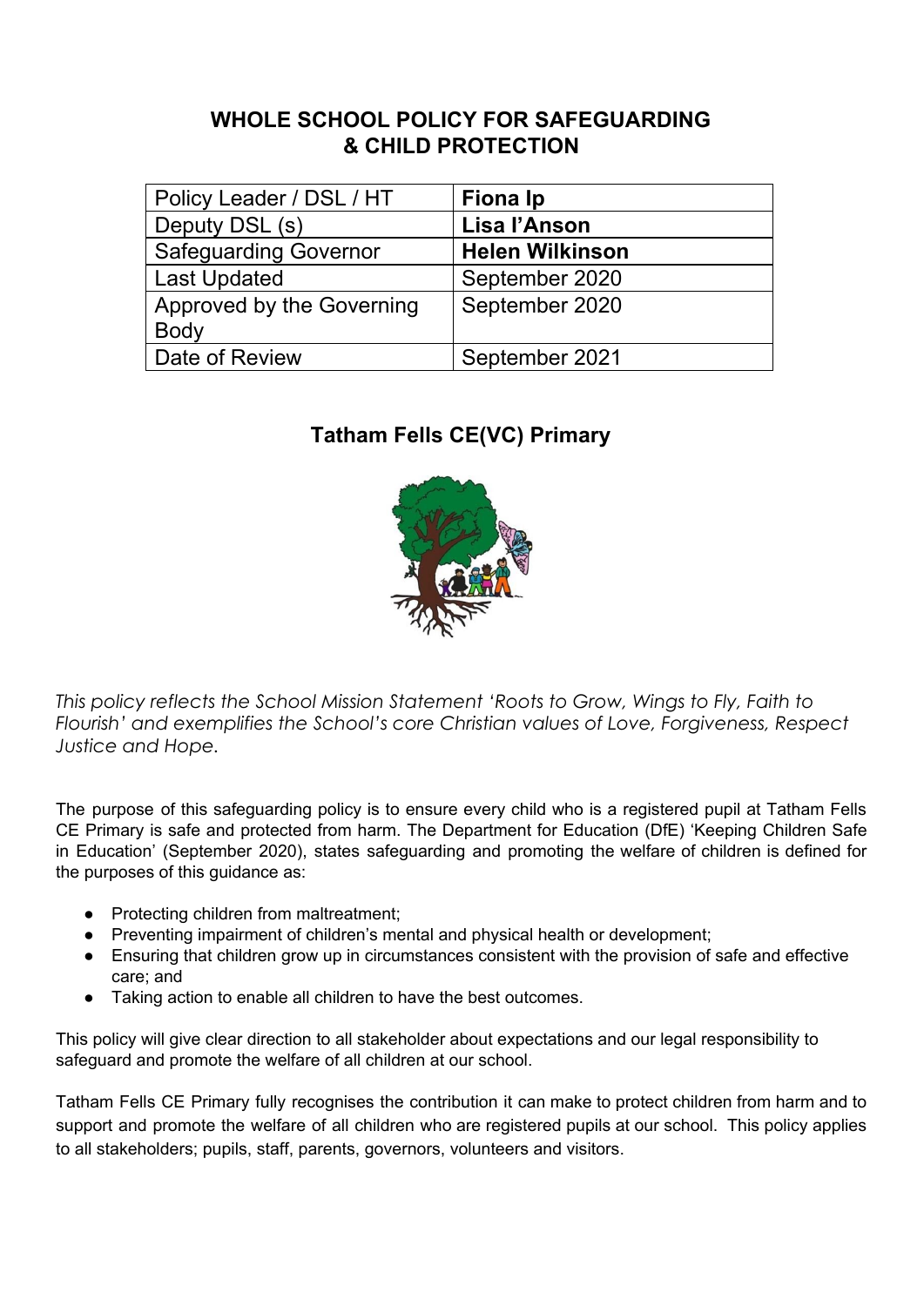# WHOLE SCHOOL POLICY FOR SAFEGUARDING & CHILD PROTECTION

| Policy Leader / DSL / HT | **Fiona Ip** |
|---|---|
| Deputy DSL (s) | **Lisa I'Anson** |
| Safeguarding Governor | **Helen Wilkinson** |
| Last Updated | September 2020 |
| Approved by the Governing Body | September 2020 |
| Date of Review | September 2021 |

## Tatham Fells CE(VC) Primary

*This policy reflects the School Mission Statement 'Roots to Grow, Wings to Fly, Faith to Flourish' and exemplifies the School's core Christian values of Love, Forgiveness, Respect Justice and Hope.*

The purpose of this safeguarding policy is to ensure every child who is a registered pupil at Tatham Fells CE Primary is safe and protected from harm. The Department for Education (DfE) 'Keeping Children Safe in Education' (September 2020), states safeguarding and promoting the welfare of children is defined for the purposes of this guidance as:

- Protecting children from maltreatment;
- Preventing impairment of children's mental and physical health or development;
- Ensuring that children grow up in circumstances consistent with the provision of safe and effective care; and
- Taking action to enable all children to have the best outcomes.

This policy will give clear direction to all stakeholder about expectations and our legal responsibility to safeguard and promote the welfare of all children at our school.

Tatham Fells CE Primary fully recognises the contribution it can make to protect children from harm and to support and promote the welfare of all children who are registered pupils at our school. This policy applies to all stakeholders; pupils, staff, parents, governors, volunteers and visitors.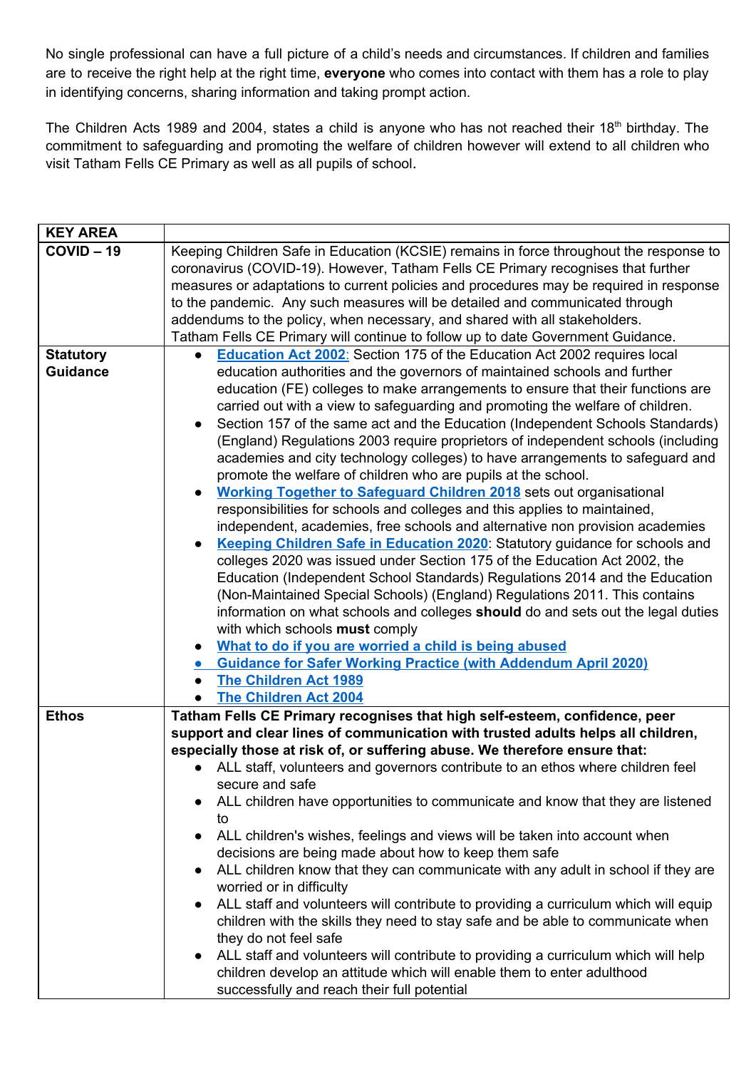No single professional can have a full picture of a child's needs and circumstances. If children and families are to receive the right help at the right time, **everyone** who comes into contact with them has a role to play in identifying concerns, sharing information and taking prompt action.

The Children Acts 1989 and 2004, states a child is anyone who has not reached their 18th birthday. The commitment to safeguarding and promoting the welfare of children however will extend to all children who visit Tatham Fells CE Primary as well as all pupils of school.

| KEY AREA | |
|---|---|
| **COVID – 19** | Keeping Children Safe in Education (KCSIE) remains in force throughout the response to coronavirus (COVID-19). However, Tatham Fells CE Primary recognises that further measures or adaptations to current policies and procedures may be required in response to the pandemic. Any such measures will be detailed and communicated through addendums to the policy, when necessary, and shared with all stakeholders.<br>Tatham Fells CE Primary will continue to follow up to date Government Guidance. |
| **Statutory Guidance** | ● **Education Act 2002**: Section 175 of the Education Act 2002 requires local education authorities and the governors of maintained schools and further education (FE) colleges to make arrangements to ensure that their functions are carried out with a view to safeguarding and promoting the welfare of children.<br>● Section 157 of the same act and the Education (Independent Schools Standards) (England) Regulations 2003 require proprietors of independent schools (including academies and city technology colleges) to have arrangements to safeguard and promote the welfare of children who are pupils at the school.<br>● **Working Together to Safeguard Children 2018** sets out organisational responsibilities for schools and colleges and this applies to maintained, independent, academies, free schools and alternative non provision academies<br>● **Keeping Children Safe in Education 2020**: Statutory guidance for schools and colleges 2020 was issued under Section 175 of the Education Act 2002, the Education (Independent School Standards) Regulations 2014 and the Education (Non-Maintained Special Schools) (England) Regulations 2011. This contains information on what schools and colleges **should** do and sets out the legal duties with which schools **must** comply<br>● **What to do if you are worried a child is being abused**<br>● **Guidance for Safer Working Practice (with Addendum April 2020)**<br>● **The Children Act 1989**<br>● **The Children Act 2004** |
| **Ethos** | **Tatham Fells CE Primary recognises that high self-esteem, confidence, peer support and clear lines of communication with trusted adults helps all children, especially those at risk of, or suffering abuse. We therefore ensure that:**<br>● ALL staff, volunteers and governors contribute to an ethos where children feel secure and safe<br>● ALL children have opportunities to communicate and know that they are listened to<br>● ALL children's wishes, feelings and views will be taken into account when decisions are being made about how to keep them safe<br>● ALL children know that they can communicate with any adult in school if they are worried or in difficulty<br>● ALL staff and volunteers will contribute to providing a curriculum which will equip children with the skills they need to stay safe and be able to communicate when they do not feel safe<br>● ALL staff and volunteers will contribute to providing a curriculum which will help children develop an attitude which will enable them to enter adulthood successfully and reach their full potential |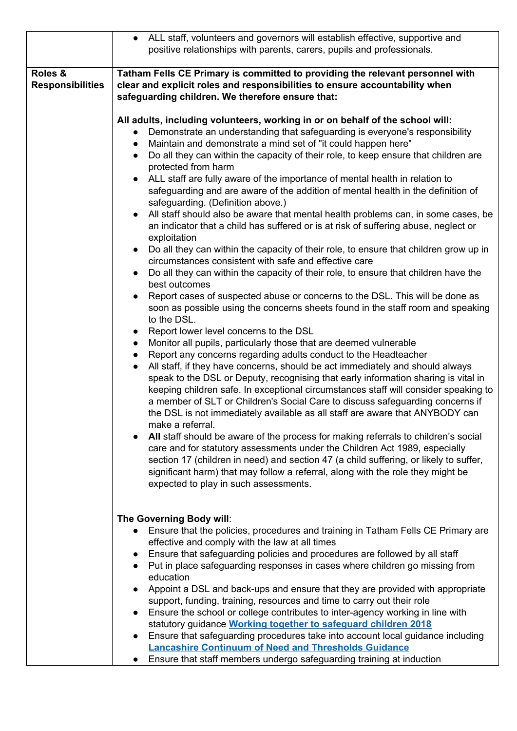| | |
|---|---|
| | ● ALL staff, volunteers and governors will establish effective, supportive and positive relationships with parents, carers, pupils and professionals. |
| **Roles & Responsibilities** | **Tatham Fells CE Primary is committed to providing the relevant personnel with clear and explicit roles and responsibilities to ensure accountability when safeguarding children. We therefore ensure that:**<br><br>**All adults, including volunteers, working in or on behalf of the school will:**<br>● Demonstrate an understanding that safeguarding is everyone's responsibility<br>● Maintain and demonstrate a mind set of "it could happen here"<br>● Do all they can within the capacity of their role, to keep ensure that children are protected from harm<br>● ALL staff are fully aware of the importance of mental health in relation to safeguarding and are aware of the addition of mental health in the definition of safeguarding. (Definition above.)<br>● All staff should also be aware that mental health problems can, in some cases, be an indicator that a child has suffered or is at risk of suffering abuse, neglect or exploitation<br>● Do all they can within the capacity of their role, to ensure that children grow up in circumstances consistent with safe and effective care<br>● Do all they can within the capacity of their role, to ensure that children have the best outcomes<br>● Report cases of suspected abuse or concerns to the DSL. This will be done as soon as possible using the concerns sheets found in the staff room and speaking to the DSL.<br>● Report lower level concerns to the DSL<br>● Monitor all pupils, particularly those that are deemed vulnerable<br>● Report any concerns regarding adults conduct to the Headteacher<br>● All staff, if they have concerns, should be act immediately and should always speak to the DSL or Deputy, recognising that early information sharing is vital in keeping children safe. In exceptional circumstances staff will consider speaking to a member of SLT or Children's Social Care to discuss safeguarding concerns if the DSL is not immediately available as all staff are aware that ANYBODY can make a referral.<br>● **All** staff should be aware of the process for making referrals to children's social care and for statutory assessments under the Children Act 1989, especially section 17 (children in need) and section 47 (a child suffering, or likely to suffer, significant harm) that may follow a referral, along with the role they might be expected to play in such assessments.<br><br>**The Governing Body will**:<br>● Ensure that the policies, procedures and training in Tatham Fells CE Primary are effective and comply with the law at all times<br>● Ensure that safeguarding policies and procedures are followed by all staff<br>● Put in place safeguarding responses in cases where children go missing from education<br>● Appoint a DSL and back-ups and ensure that they are provided with appropriate support, funding, training, resources and time to carry out their role<br>● Ensure the school or college contributes to inter-agency working in line with statutory guidance **Working together to safeguard children 2018**<br>● Ensure that safeguarding procedures take into account local guidance including **Lancashire Continuum of Need and Thresholds Guidance**<br>● Ensure that staff members undergo safeguarding training at induction |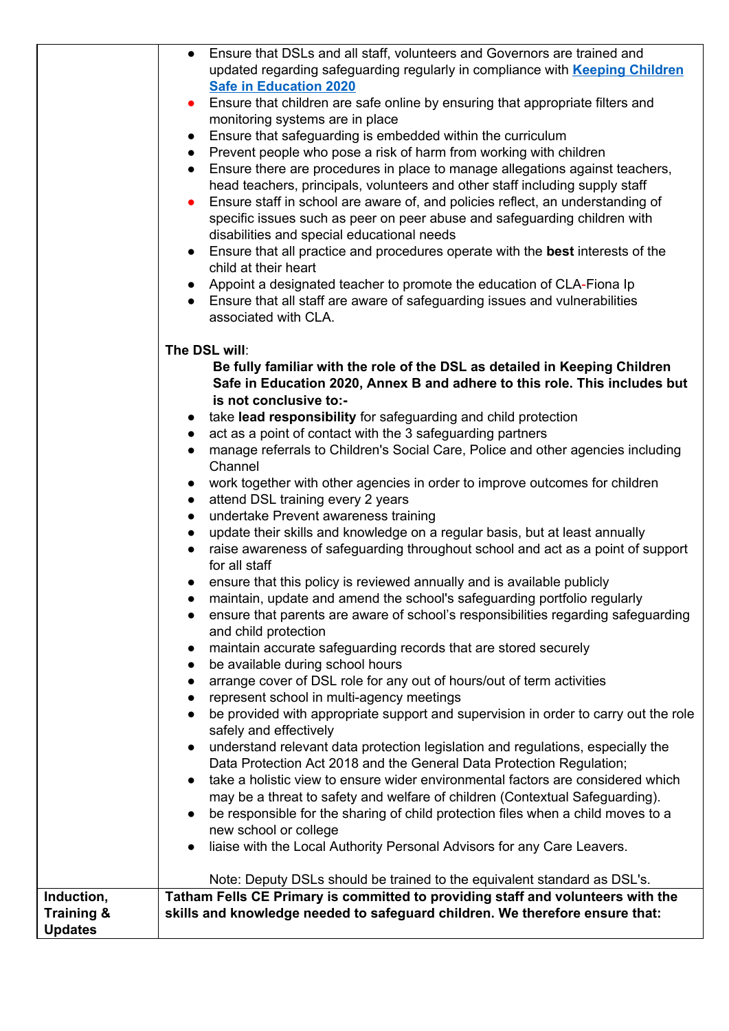| | |
|---|---|
| | <ul><li>Ensure that DSLs and all staff, volunteers and Governors are trained and updated regarding safeguarding regularly in compliance with **[Keeping Children Safe in Education 2020]()**</li><li>Ensure that children are safe online by ensuring that appropriate filters and monitoring systems are in place</li><li>Ensure that safeguarding is embedded within the curriculum</li><li>Prevent people who pose a risk of harm from working with children</li><li>Ensure there are procedures in place to manage allegations against teachers, head teachers, principals, volunteers and other staff including supply staff</li><li>Ensure staff in school are aware of, and policies reflect, an understanding of specific issues such as peer on peer abuse and safeguarding children with disabilities and special educational needs</li><li>Ensure that all practice and procedures operate with the **best** interests of the child at their heart</li><li>Appoint a designated teacher to promote the education of CLA-Fiona Ip</li><li>Ensure that all staff are aware of safeguarding issues and vulnerabilities associated with CLA.</li></ul><br>**The DSL will**:<br>**Be fully familiar with the role of the DSL as detailed in Keeping Children Safe in Education 2020, Annex B and adhere to this role. This includes but is not conclusive to:-**<ul><li>take **lead responsibility** for safeguarding and child protection</li><li>act as a point of contact with the 3 safeguarding partners</li><li>manage referrals to Children's Social Care, Police and other agencies including Channel</li><li>work together with other agencies in order to improve outcomes for children</li><li>attend DSL training every 2 years</li><li>undertake Prevent awareness training</li><li>update their skills and knowledge on a regular basis, but at least annually</li><li>raise awareness of safeguarding throughout school and act as a point of support for all staff</li><li>ensure that this policy is reviewed annually and is available publicly</li><li>maintain, update and amend the school's safeguarding portfolio regularly</li><li>ensure that parents are aware of school's responsibilities regarding safeguarding and child protection</li><li>maintain accurate safeguarding records that are stored securely</li><li>be available during school hours</li><li>arrange cover of DSL role for any out of hours/out of term activities</li><li>represent school in multi-agency meetings</li><li>be provided with appropriate support and supervision in order to carry out the role safely and effectively</li><li>understand relevant data protection legislation and regulations, especially the Data Protection Act 2018 and the General Data Protection Regulation;</li><li>take a holistic view to ensure wider environmental factors are considered which may be a threat to safety and welfare of children (Contextual Safeguarding).</li><li>be responsible for the sharing of child protection files when a child moves to a new school or college</li><li>liaise with the Local Authority Personal Advisors for any Care Leavers.</li></ul><br>Note: Deputy DSLs should be trained to the equivalent standard as DSL's. |
| **Induction, Training & Updates** | **Tatham Fells CE Primary is committed to providing staff and volunteers with the skills and knowledge needed to safeguard children. We therefore ensure that:** |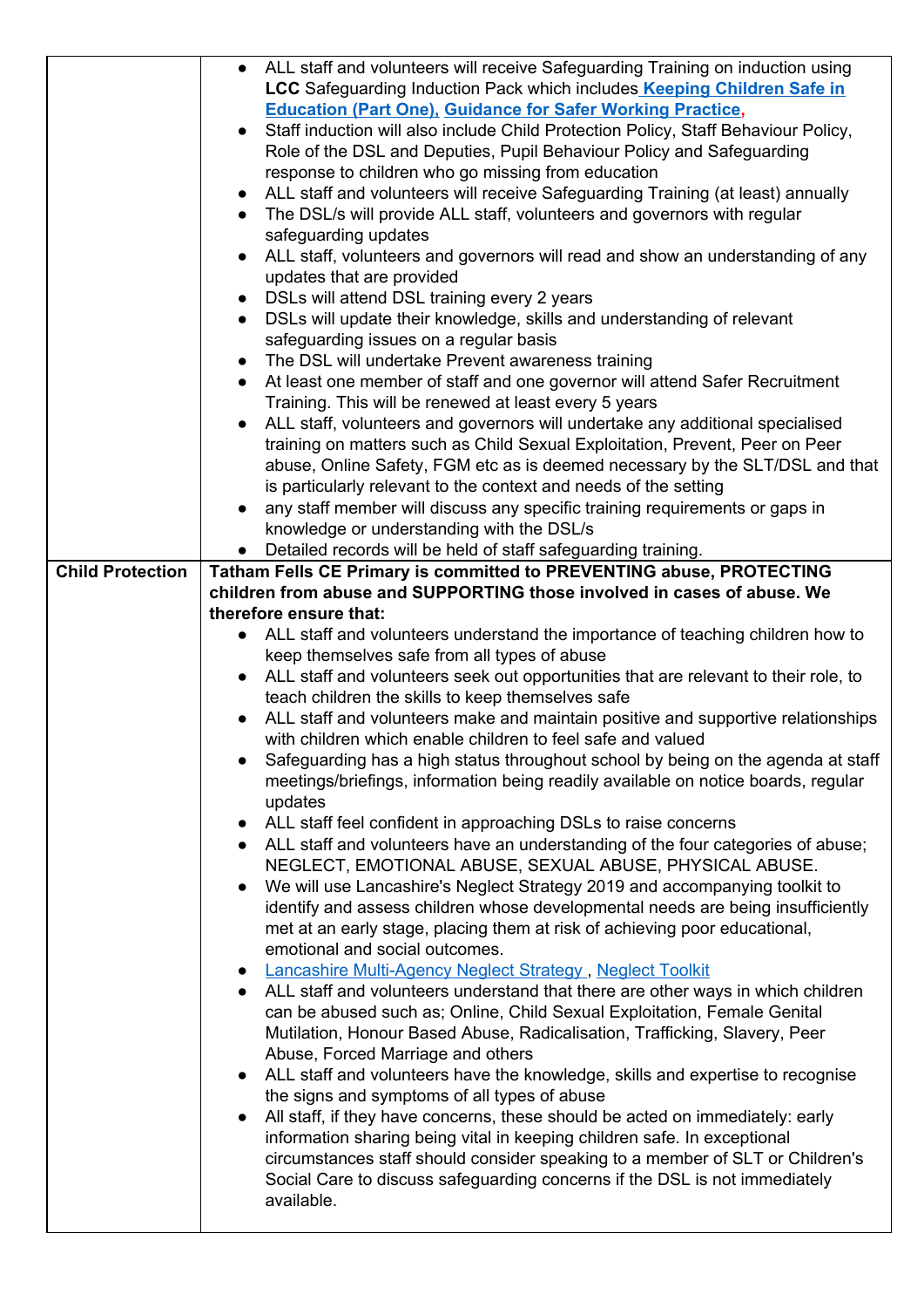| | |
|---|---|
| | <ul><li>ALL staff and volunteers will receive Safeguarding Training on induction using **LCC** Safeguarding Induction Pack which includes **Keeping Children Safe in Education (Part One), Guidance for Safer Working Practice,**</li><li>Staff induction will also include Child Protection Policy, Staff Behaviour Policy, Role of the DSL and Deputies, Pupil Behaviour Policy and Safeguarding response to children who go missing from education</li><li>ALL staff and volunteers will receive Safeguarding Training (at least) annually</li><li>The DSL/s will provide ALL staff, volunteers and governors with regular safeguarding updates</li><li>ALL staff, volunteers and governors will read and show an understanding of any updates that are provided</li><li>DSLs will attend DSL training every 2 years</li><li>DSLs will update their knowledge, skills and understanding of relevant safeguarding issues on a regular basis</li><li>The DSL will undertake Prevent awareness training</li><li>At least one member of staff and one governor will attend Safer Recruitment Training. This will be renewed at least every 5 years</li><li>ALL staff, volunteers and governors will undertake any additional specialised training on matters such as Child Sexual Exploitation, Prevent, Peer on Peer abuse, Online Safety, FGM etc as is deemed necessary by the SLT/DSL and that is particularly relevant to the context and needs of the setting</li><li>any staff member will discuss any specific training requirements or gaps in knowledge or understanding with the DSL/s</li><li>Detailed records will be held of staff safeguarding training.</li></ul> |
| **Child Protection** | **Tatham Fells CE Primary is committed to PREVENTING abuse, PROTECTING children from abuse and SUPPORTING those involved in cases of abuse. We therefore ensure that:**<ul><li>ALL staff and volunteers understand the importance of teaching children how to keep themselves safe from all types of abuse</li><li>ALL staff and volunteers seek out opportunities that are relevant to their role, to teach children the skills to keep themselves safe</li><li>ALL staff and volunteers make and maintain positive and supportive relationships with children which enable children to feel safe and valued</li><li>Safeguarding has a high status throughout school by being on the agenda at staff meetings/briefings, information being readily available on notice boards, regular updates</li><li>ALL staff feel confident in approaching DSLs to raise concerns</li><li>ALL staff and volunteers have an understanding of the four categories of abuse; NEGLECT, EMOTIONAL ABUSE, SEXUAL ABUSE, PHYSICAL ABUSE.</li><li>We will use Lancashire's Neglect Strategy 2019 and accompanying toolkit to identify and assess children whose developmental needs are being insufficiently met at an early stage, placing them at risk of achieving poor educational, emotional and social outcomes.</li><li>Lancashire Multi-Agency Neglect Strategy , Neglect Toolkit</li><li>ALL staff and volunteers understand that there are other ways in which children can be abused such as; Online, Child Sexual Exploitation, Female Genital Mutilation, Honour Based Abuse, Radicalisation, Trafficking, Slavery, Peer Abuse, Forced Marriage and others</li><li>ALL staff and volunteers have the knowledge, skills and expertise to recognise the signs and symptoms of all types of abuse</li><li>All staff, if they have concerns, these should be acted on immediately: early information sharing being vital in keeping children safe. In exceptional circumstances staff should consider speaking to a member of SLT or Children's Social Care to discuss safeguarding concerns if the DSL is not immediately available.</li></ul> |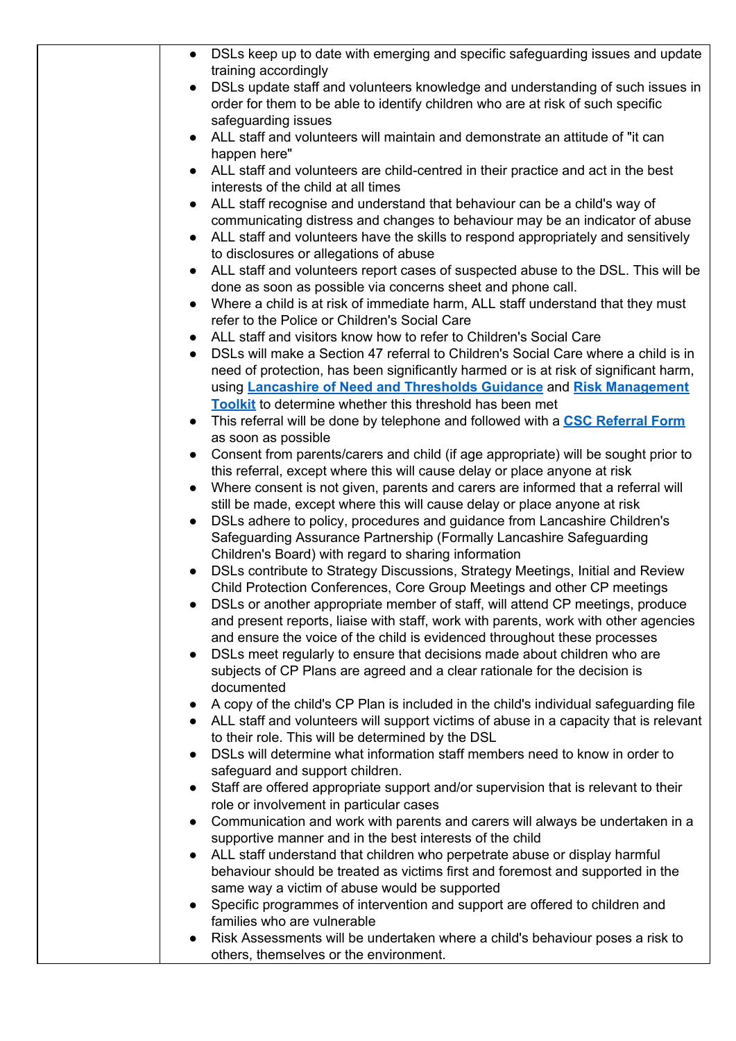| | |
|---|---|
| | <ul><li>DSLs keep up to date with emerging and specific safeguarding issues and update training accordingly</li><li>DSLs update staff and volunteers knowledge and understanding of such issues in order for them to be able to identify children who are at risk of such specific safeguarding issues</li><li>ALL staff and volunteers will maintain and demonstrate an attitude of "it can happen here"</li><li>ALL staff and volunteers are child-centred in their practice and act in the best interests of the child at all times</li><li>ALL staff recognise and understand that behaviour can be a child's way of communicating distress and changes to behaviour may be an indicator of abuse</li><li>ALL staff and volunteers have the skills to respond appropriately and sensitively to disclosures or allegations of abuse</li><li>ALL staff and volunteers report cases of suspected abuse to the DSL. This will be done as soon as possible via concerns sheet and phone call.</li><li>Where a child is at risk of immediate harm, ALL staff understand that they must refer to the Police or Children's Social Care</li><li>ALL staff and visitors know how to refer to Children's Social Care</li><li>DSLs will make a Section 47 referral to Children's Social Care where a child is in need of protection, has been significantly harmed or is at risk of significant harm, using **Lancashire of Need and Thresholds Guidance** and **Risk Management Toolkit** to determine whether this threshold has been met</li><li>This referral will be done by telephone and followed with a **CSC Referral Form** as soon as possible</li><li>Consent from parents/carers and child (if age appropriate) will be sought prior to this referral, except where this will cause delay or place anyone at risk</li><li>Where consent is not given, parents and carers are informed that a referral will still be made, except where this will cause delay or place anyone at risk</li><li>DSLs adhere to policy, procedures and guidance from Lancashire Children's Safeguarding Assurance Partnership (Formally Lancashire Safeguarding Children's Board) with regard to sharing information</li><li>DSLs contribute to Strategy Discussions, Strategy Meetings, Initial and Review Child Protection Conferences, Core Group Meetings and other CP meetings</li><li>DSLs or another appropriate member of staff, will attend CP meetings, produce and present reports, liaise with staff, work with parents, work with other agencies and ensure the voice of the child is evidenced throughout these processes</li><li>DSLs meet regularly to ensure that decisions made about children who are subjects of CP Plans are agreed and a clear rationale for the decision is documented</li><li>A copy of the child's CP Plan is included in the child's individual safeguarding file</li><li>ALL staff and volunteers will support victims of abuse in a capacity that is relevant to their role. This will be determined by the DSL</li><li>DSLs will determine what information staff members need to know in order to safeguard and support children.</li><li>Staff are offered appropriate support and/or supervision that is relevant to their role or involvement in particular cases</li><li>Communication and work with parents and carers will always be undertaken in a supportive manner and in the best interests of the child</li><li>ALL staff understand that children who perpetrate abuse or display harmful behaviour should be treated as victims first and foremost and supported in the same way a victim of abuse would be supported</li><li>Specific programmes of intervention and support are offered to children and families who are vulnerable</li><li>Risk Assessments will be undertaken where a child's behaviour poses a risk to others, themselves or the environment.</li></ul> |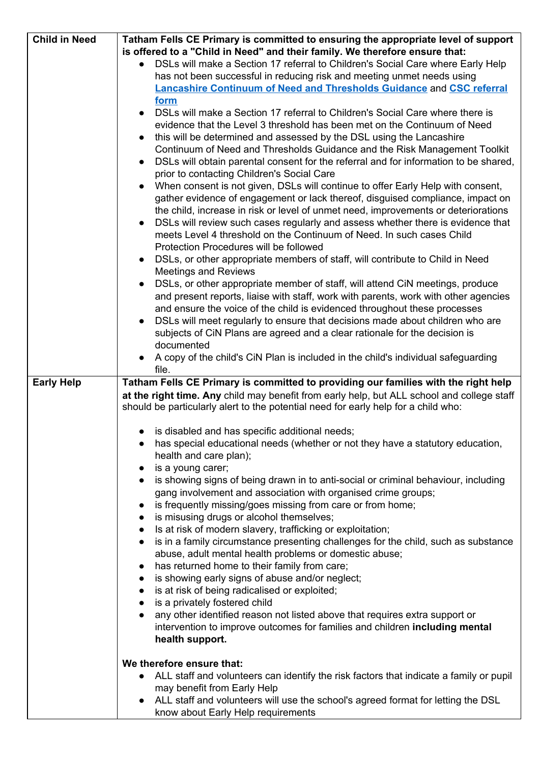| | |
|---|---|
| **Child in Need** | **Tatham Fells CE Primary is committed to ensuring the appropriate level of support is offered to a "Child in Need" and their family. We therefore ensure that:**<br>• DSLs will make a Section 17 referral to Children's Social Care where Early Help has not been successful in reducing risk and meeting unmet needs using **Lancashire Continuum of Need and Thresholds Guidance** and **CSC referral form**<br>• DSLs will make a Section 17 referral to Children's Social Care where there is evidence that the Level 3 threshold has been met on the Continuum of Need<br>• this will be determined and assessed by the DSL using the Lancashire Continuum of Need and Thresholds Guidance and the Risk Management Toolkit<br>• DSLs will obtain parental consent for the referral and for information to be shared, prior to contacting Children's Social Care<br>• When consent is not given, DSLs will continue to offer Early Help with consent, gather evidence of engagement or lack thereof, disguised compliance, impact on the child, increase in risk or level of unmet need, improvements or deteriorations<br>• DSLs will review such cases regularly and assess whether there is evidence that meets Level 4 threshold on the Continuum of Need. In such cases Child Protection Procedures will be followed<br>• DSLs, or other appropriate members of staff, will contribute to Child in Need Meetings and Reviews<br>• DSLs, or other appropriate member of staff, will attend CiN meetings, produce and present reports, liaise with staff, work with parents, work with other agencies and ensure the voice of the child is evidenced throughout these processes<br>• DSLs will meet regularly to ensure that decisions made about children who are subjects of CiN Plans are agreed and a clear rationale for the decision is documented<br>• A copy of the child's CiN Plan is included in the child's individual safeguarding file. |
| **Early Help** | **Tatham Fells CE Primary is committed to providing our families with the right help at the right time. Any** child may benefit from early help, but ALL school and college staff should be particularly alert to the potential need for early help for a child who:<br><br>• is disabled and has specific additional needs;<br>• has special educational needs (whether or not they have a statutory education, health and care plan);<br>• is a young carer;<br>• is showing signs of being drawn in to anti-social or criminal behaviour, including gang involvement and association with organised crime groups;<br>• is frequently missing/goes missing from care or from home;<br>• is misusing drugs or alcohol themselves;<br>• Is at risk of modern slavery, trafficking or exploitation;<br>• is in a family circumstance presenting challenges for the child, such as substance abuse, adult mental health problems or domestic abuse;<br>• has returned home to their family from care;<br>• is showing early signs of abuse and/or neglect;<br>• is at risk of being radicalised or exploited;<br>• is a privately fostered child<br>• any other identified reason not listed above that requires extra support or intervention to improve outcomes for families and children **including mental health support.**<br><br>**We therefore ensure that:**<br>• ALL staff and volunteers can identify the risk factors that indicate a family or pupil may benefit from Early Help<br>• ALL staff and volunteers will use the school's agreed format for letting the DSL know about Early Help requirements |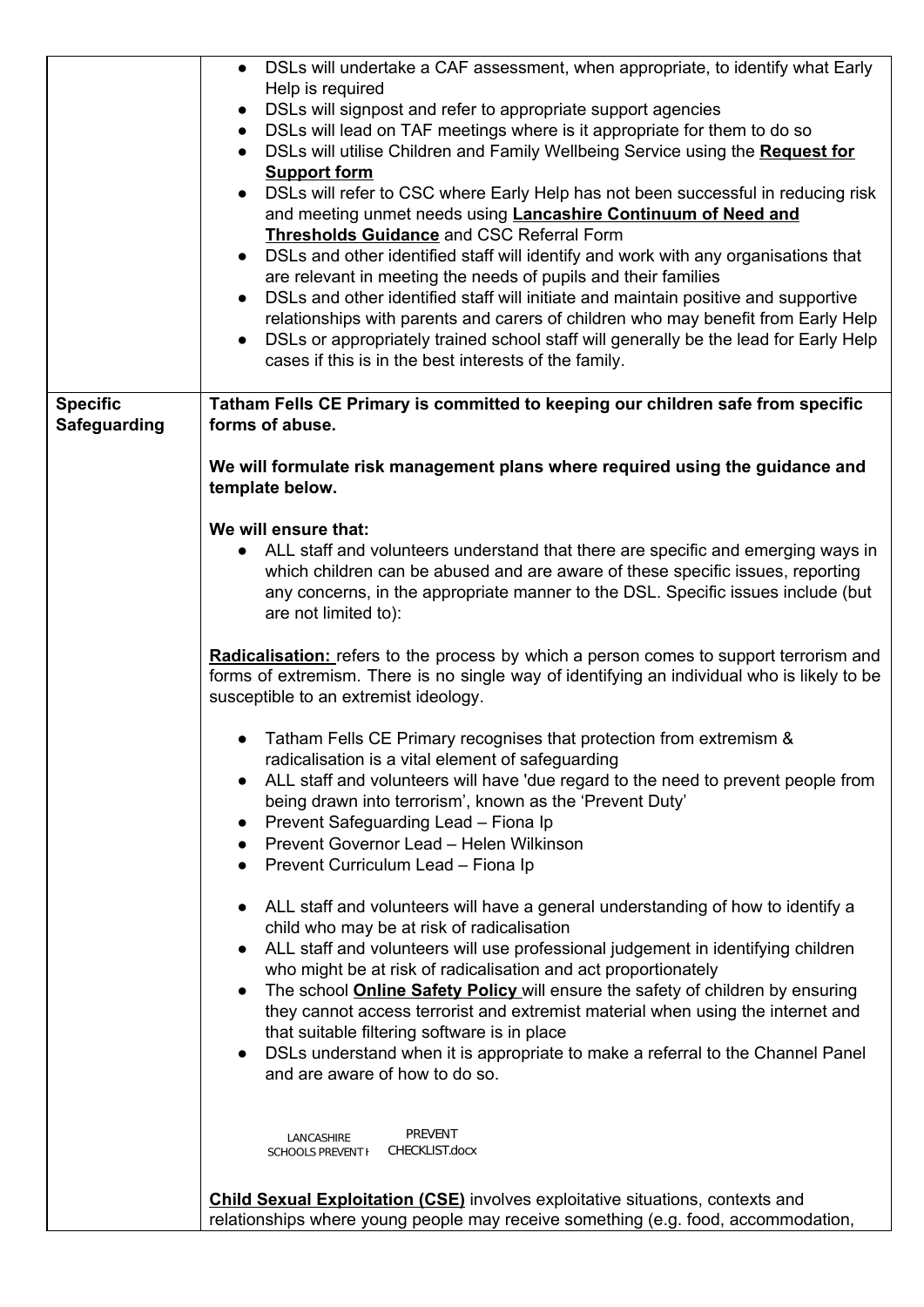| | |
|---|---|
| | • DSLs will undertake a CAF assessment, when appropriate, to identify what Early Help is required<br>• DSLs will signpost and refer to appropriate support agencies<br>• DSLs will lead on TAF meetings where is it appropriate for them to do so<br>• DSLs will utilise Children and Family Wellbeing Service using the **Request for Support form**<br>• DSLs will refer to CSC where Early Help has not been successful in reducing risk and meeting unmet needs using **Lancashire Continuum of Need and Thresholds Guidance** and CSC Referral Form<br>• DSLs and other identified staff will identify and work with any organisations that are relevant in meeting the needs of pupils and their families<br>• DSLs and other identified staff will initiate and maintain positive and supportive relationships with parents and carers of children who may benefit from Early Help<br>• DSLs or appropriately trained school staff will generally be the lead for Early Help cases if this is in the best interests of the family. |
| **Specific Safeguarding** | **Tatham Fells CE Primary is committed to keeping our children safe from specific forms of abuse.**<br><br>**We will formulate risk management plans where required using the guidance and template below.**<br><br>**We will ensure that:**<br>• ALL staff and volunteers understand that there are specific and emerging ways in which children can be abused and are aware of these specific issues, reporting any concerns, in the appropriate manner to the DSL. Specific issues include (but are not limited to):<br><br>**Radicalisation:** refers to the process by which a person comes to support terrorism and forms of extremism. There is no single way of identifying an individual who is likely to be susceptible to an extremist ideology.<br><br>• Tatham Fells CE Primary recognises that protection from extremism & radicalisation is a vital element of safeguarding<br>• ALL staff and volunteers will have 'due regard to the need to prevent people from being drawn into terrorism', known as the 'Prevent Duty'<br>• Prevent Safeguarding Lead – Fiona Ip<br>• Prevent Governor Lead – Helen Wilkinson<br>• Prevent Curriculum Lead – Fiona Ip<br><br>• ALL staff and volunteers will have a general understanding of how to identify a child who may be at risk of radicalisation<br>• ALL staff and volunteers will use professional judgement in identifying children who might be at risk of radicalisation and act proportionately<br>• The school **Online Safety Policy** will ensure the safety of children by ensuring they cannot access terrorist and extremist material when using the internet and that suitable filtering software is in place<br>• DSLs understand when it is appropriate to make a referral to the Channel Panel and are aware of how to do so.<br><br>LANCASHIRE SCHOOLS PREVENT I PREVENT CHECKLIST.docx<br><br>**Child Sexual Exploitation (CSE)** involves exploitative situations, contexts and relationships where young people may receive something (e.g. food, accommodation, |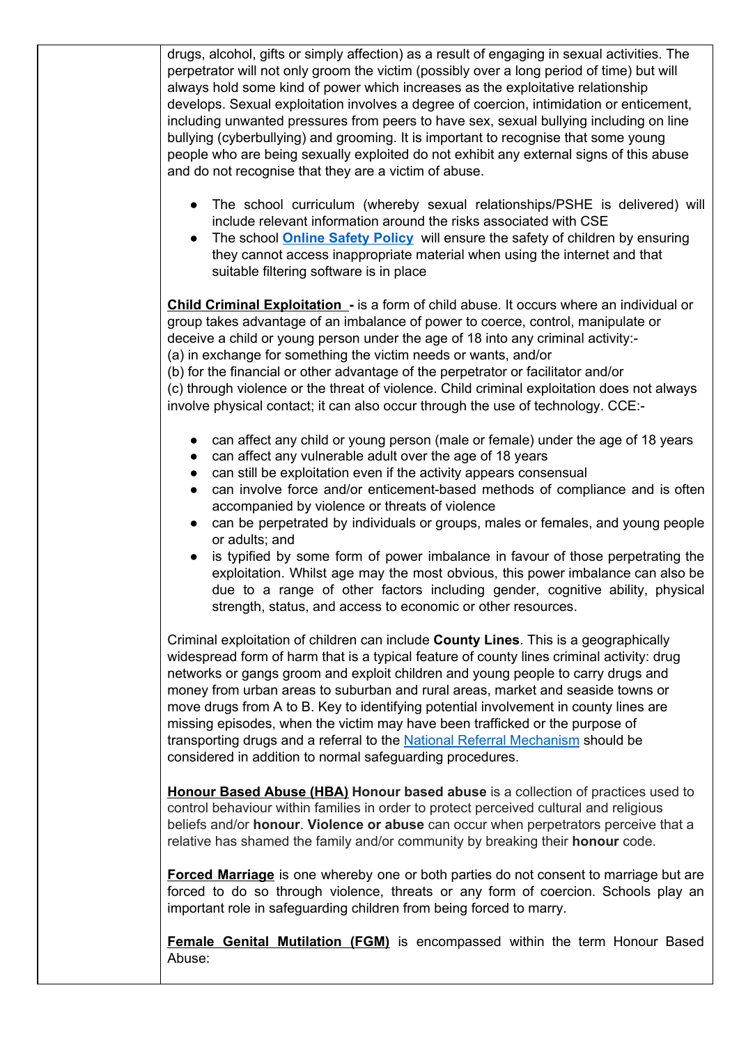drugs, alcohol, gifts or simply affection) as a result of engaging in sexual activities. The perpetrator will not only groom the victim (possibly over a long period of time) but will always hold some kind of power which increases as the exploitative relationship develops. Sexual exploitation involves a degree of coercion, intimidation or enticement, including unwanted pressures from peers to have sex, sexual bullying including on line bullying (cyberbullying) and grooming. It is important to recognise that some young people who are being sexually exploited do not exhibit any external signs of this abuse and do not recognise that they are a victim of abuse.

- The school curriculum (whereby sexual relationships/PSHE is delivered) will include relevant information around the risks associated with CSE
- The school **Online Safety Policy** will ensure the safety of children by ensuring they cannot access inappropriate material when using the internet and that suitable filtering software is in place

**Child Criminal Exploitation -** is a form of child abuse. It occurs where an individual or group takes advantage of an imbalance of power to coerce, control, manipulate or deceive a child or young person under the age of 18 into any criminal activity:-
(a) in exchange for something the victim needs or wants, and/or
(b) for the financial or other advantage of the perpetrator or facilitator and/or
(c) through violence or the threat of violence. Child criminal exploitation does not always involve physical contact; it can also occur through the use of technology. CCE:-

- can affect any child or young person (male or female) under the age of 18 years
- can affect any vulnerable adult over the age of 18 years
- can still be exploitation even if the activity appears consensual
- can involve force and/or enticement-based methods of compliance and is often accompanied by violence or threats of violence
- can be perpetrated by individuals or groups, males or females, and young people or adults; and
- is typified by some form of power imbalance in favour of those perpetrating the exploitation. Whilst age may the most obvious, this power imbalance can also be due to a range of other factors including gender, cognitive ability, physical strength, status, and access to economic or other resources.

Criminal exploitation of children can include **County Lines**. This is a geographically widespread form of harm that is a typical feature of county lines criminal activity: drug networks or gangs groom and exploit children and young people to carry drugs and money from urban areas to suburban and rural areas, market and seaside towns or move drugs from A to B. Key to identifying potential involvement in county lines are missing episodes, when the victim may have been trafficked or the purpose of transporting drugs and a referral to the National Referral Mechanism should be considered in addition to normal safeguarding procedures.

**Honour Based Abuse (HBA) Honour based abuse** is a collection of practices used to control behaviour within families in order to protect perceived cultural and religious beliefs and/or **honour**. **Violence or abuse** can occur when perpetrators perceive that a relative has shamed the family and/or community by breaking their **honour** code.

**Forced Marriage** is one whereby one or both parties do not consent to marriage but are forced to do so through violence, threats or any form of coercion. Schools play an important role in safeguarding children from being forced to marry.

**Female Genital Mutilation (FGM)** is encompassed within the term Honour Based Abuse: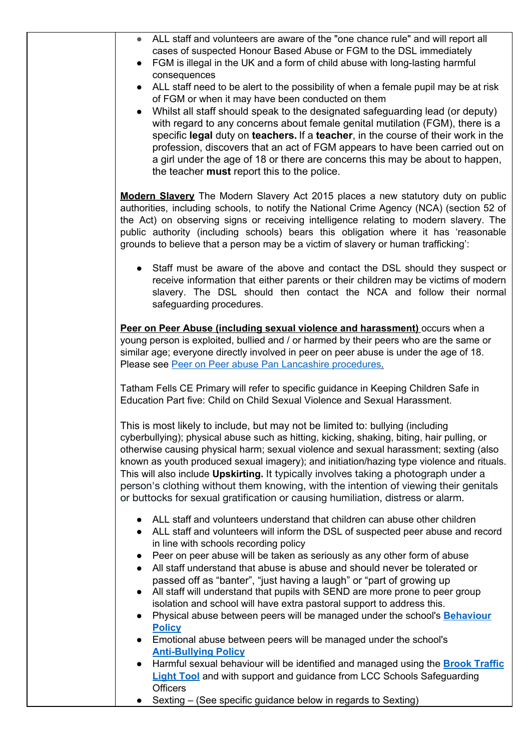- ALL staff and volunteers are aware of the "one chance rule" and will report all cases of suspected Honour Based Abuse or FGM to the DSL immediately
- FGM is illegal in the UK and a form of child abuse with long-lasting harmful consequences
- ALL staff need to be alert to the possibility of when a female pupil may be at risk of FGM or when it may have been conducted on them
- Whilst all staff should speak to the designated safeguarding lead (or deputy) with regard to any concerns about female genital mutilation (FGM), there is a specific **legal** duty on **teachers.** If a **teacher**, in the course of their work in the profession, discovers that an act of FGM appears to have been carried out on a girl under the age of 18 or there are concerns this may be about to happen, the teacher **must** report this to the police.

**Modern Slavery** The Modern Slavery Act 2015 places a new statutory duty on public authorities, including schools, to notify the National Crime Agency (NCA) (section 52 of the Act) on observing signs or receiving intelligence relating to modern slavery. The public authority (including schools) bears this obligation where it has 'reasonable grounds to believe that a person may be a victim of slavery or human trafficking':

- Staff must be aware of the above and contact the DSL should they suspect or receive information that either parents or their children may be victims of modern slavery. The DSL should then contact the NCA and follow their normal safeguarding procedures.

**Peer on Peer Abuse (including sexual violence and harassment)** occurs when a young person is exploited, bullied and / or harmed by their peers who are the same or similar age; everyone directly involved in peer on peer abuse is under the age of 18. Please see Peer on Peer abuse Pan Lancashire procedures.

Tatham Fells CE Primary will refer to specific guidance in Keeping Children Safe in Education Part five: Child on Child Sexual Violence and Sexual Harassment.

This is most likely to include, but may not be limited to: bullying (including cyberbullying); physical abuse such as hitting, kicking, shaking, biting, hair pulling, or otherwise causing physical harm; sexual violence and sexual harassment; sexting (also known as youth produced sexual imagery); and initiation/hazing type violence and rituals. This will also include **Upskirting.** It typically involves taking a photograph under a person's clothing without them knowing, with the intention of viewing their genitals or buttocks for sexual gratification or causing humiliation, distress or alarm.

- ALL staff and volunteers understand that children can abuse other children
- ALL staff and volunteers will inform the DSL of suspected peer abuse and record in line with schools recording policy
- Peer on peer abuse will be taken as seriously as any other form of abuse
- All staff understand that abuse is abuse and should never be tolerated or passed off as "banter", "just having a laugh" or "part of growing up
- All staff will understand that pupils with SEND are more prone to peer group isolation and school will have extra pastoral support to address this.
- Physical abuse between peers will be managed under the school's **Behaviour Policy**
- Emotional abuse between peers will be managed under the school's **Anti-Bullying Policy**
- Harmful sexual behaviour will be identified and managed using the **Brook Traffic Light Tool** and with support and guidance from LCC Schools Safeguarding Officers
- Sexting – (See specific guidance below in regards to Sexting)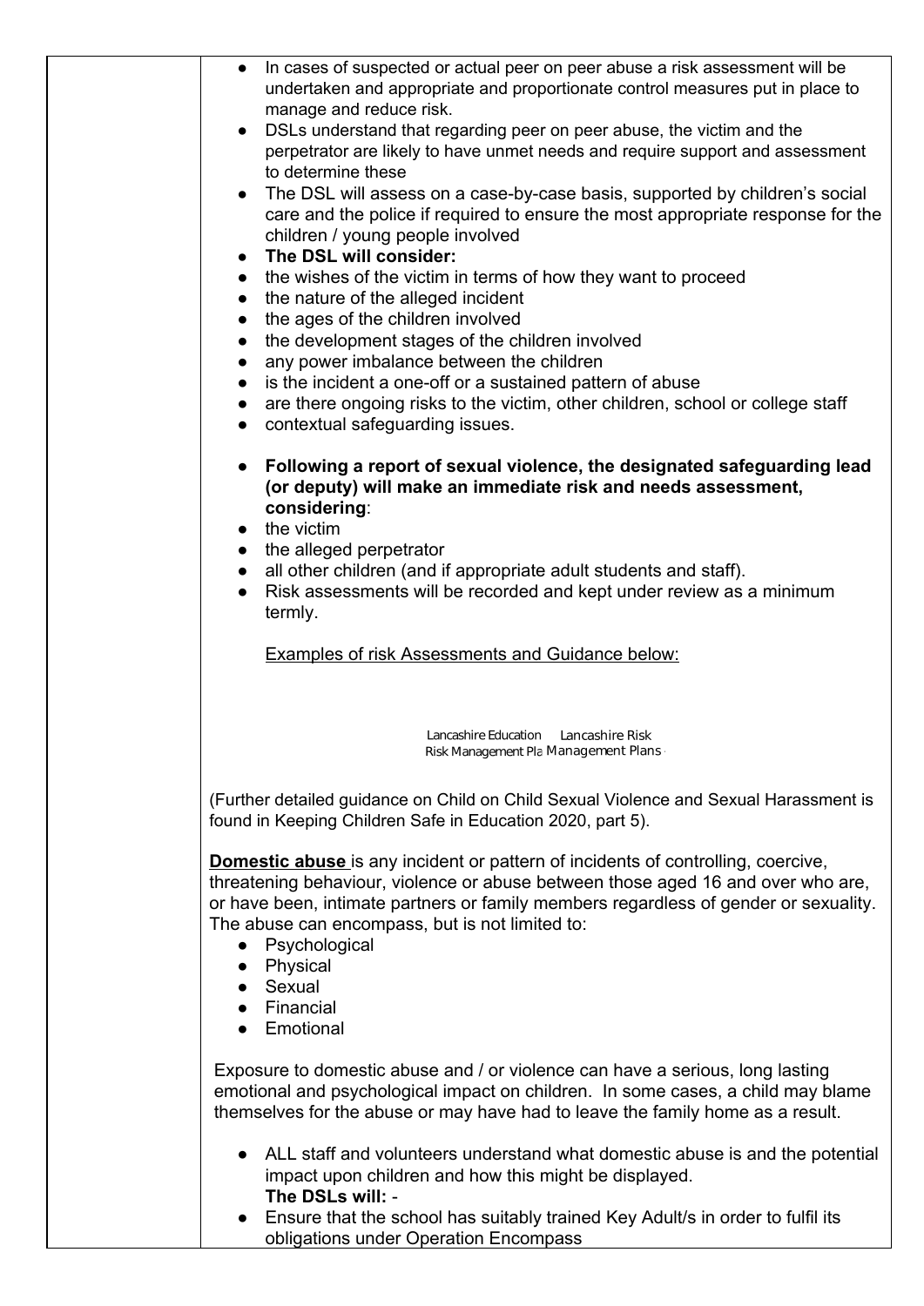| | |
|---|---|
| | <ul><li>In cases of suspected or actual peer on peer abuse a risk assessment will be undertaken and appropriate and proportionate control measures put in place to manage and reduce risk.</li><li>DSLs understand that regarding peer on peer abuse, the victim and the perpetrator are likely to have unmet needs and require support and assessment to determine these</li><li>The DSL will assess on a case-by-case basis, supported by children's social care and the police if required to ensure the most appropriate response for the children / young people involved</li><li>**The DSL will consider:**</li><li>the wishes of the victim in terms of how they want to proceed</li><li>the nature of the alleged incident</li><li>the ages of the children involved</li><li>the development stages of the children involved</li><li>any power imbalance between the children</li><li>is the incident a one-off or a sustained pattern of abuse</li><li>are there ongoing risks to the victim, other children, school or college staff</li><li>contextual safeguarding issues.</li></ul><ul><li>**Following a report of sexual violence, the designated safeguarding lead (or deputy) will make an immediate risk and needs assessment, considering**:</li><li>the victim</li><li>the alleged perpetrator</li><li>all other children (and if appropriate adult students and staff).</li><li>Risk assessments will be recorded and kept under review as a minimum termly.</li></ul>Examples of risk Assessments and Guidance below:<br><br>Lancashire Education Risk Management Pla Lancashire Risk Management Plans<br><br>(Further detailed guidance on Child on Child Sexual Violence and Sexual Harassment is found in Keeping Children Safe in Education 2020, part 5).<br><br>**Domestic abuse** is any incident or pattern of incidents of controlling, coercive, threatening behaviour, violence or abuse between those aged 16 and over who are, or have been, intimate partners or family members regardless of gender or sexuality. The abuse can encompass, but is not limited to:<ul><li>Psychological</li><li>Physical</li><li>Sexual</li><li>Financial</li><li>Emotional</li></ul>Exposure to domestic abuse and / or violence can have a serious, long lasting emotional and psychological impact on children. In some cases, a child may blame themselves for the abuse or may have had to leave the family home as a result.<ul><li>ALL staff and volunteers understand what domestic abuse is and the potential impact upon children and how this might be displayed.<br>**The DSLs will:** -</li><li>Ensure that the school has suitably trained Key Adult/s in order to fulfil its obligations under Operation Encompass</li></ul> |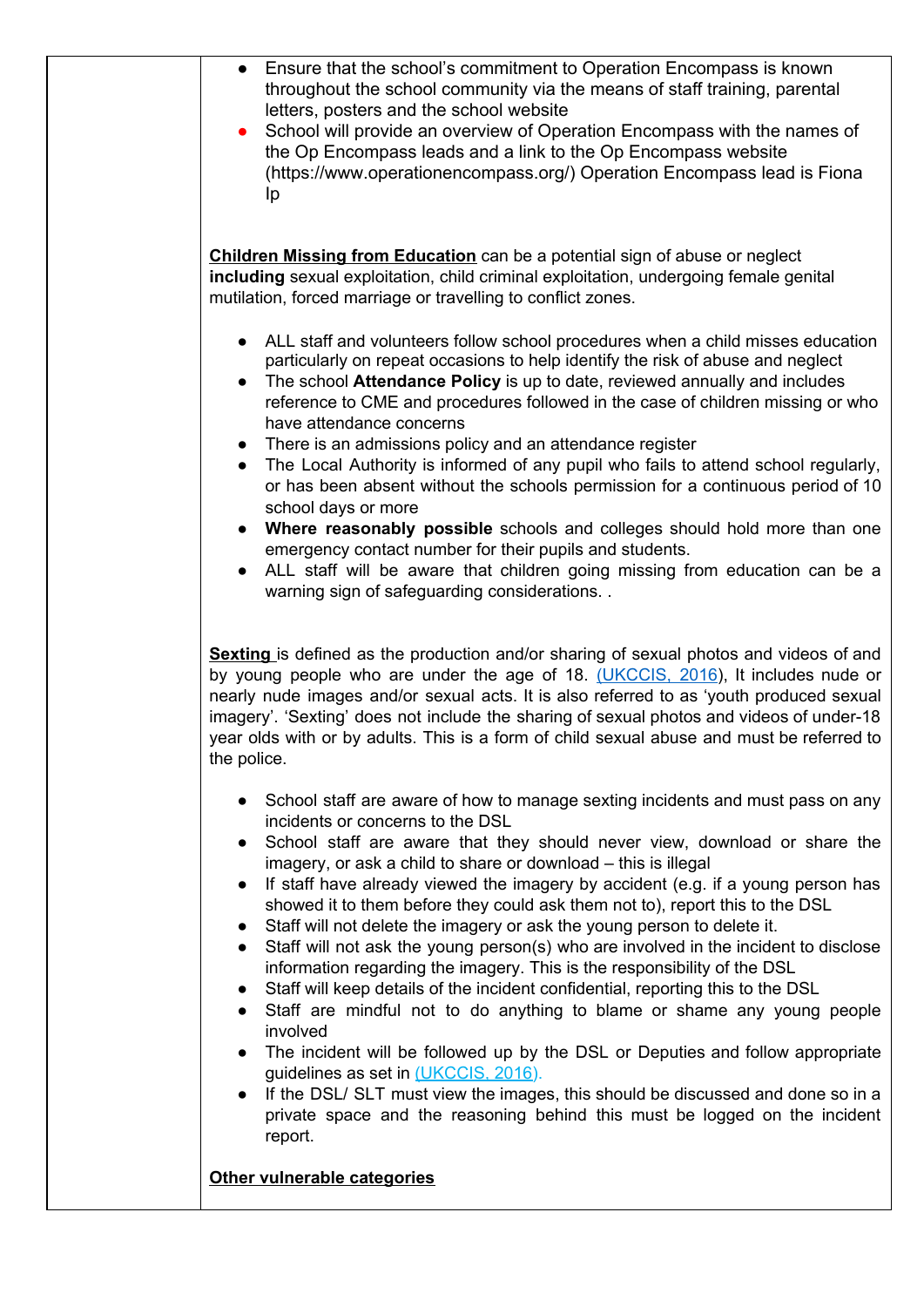- Ensure that the school's commitment to Operation Encompass is known throughout the school community via the means of staff training, parental letters, posters and the school website
- School will provide an overview of Operation Encompass with the names of the Op Encompass leads and a link to the Op Encompass website (https://www.operationencompass.org/) Operation Encompass lead is Fiona Ip

**Children Missing from Education** can be a potential sign of abuse or neglect **including** sexual exploitation, child criminal exploitation, undergoing female genital mutilation, forced marriage or travelling to conflict zones.

- ALL staff and volunteers follow school procedures when a child misses education particularly on repeat occasions to help identify the risk of abuse and neglect
- The school **Attendance Policy** is up to date, reviewed annually and includes reference to CME and procedures followed in the case of children missing or who have attendance concerns
- There is an admissions policy and an attendance register
- The Local Authority is informed of any pupil who fails to attend school regularly, or has been absent without the schools permission for a continuous period of 10 school days or more
- **Where reasonably possible** schools and colleges should hold more than one emergency contact number for their pupils and students.
- ALL staff will be aware that children going missing from education can be a warning sign of safeguarding considerations. .

**Sexting** is defined as the production and/or sharing of sexual photos and videos of and by young people who are under the age of 18. (UKCCIS, 2016), It includes nude or nearly nude images and/or sexual acts. It is also referred to as 'youth produced sexual imagery'. 'Sexting' does not include the sharing of sexual photos and videos of under-18 year olds with or by adults. This is a form of child sexual abuse and must be referred to the police.

- School staff are aware of how to manage sexting incidents and must pass on any incidents or concerns to the DSL
- School staff are aware that they should never view, download or share the imagery, or ask a child to share or download – this is illegal
- If staff have already viewed the imagery by accident (e.g. if a young person has showed it to them before they could ask them not to), report this to the DSL
- Staff will not delete the imagery or ask the young person to delete it.
- Staff will not ask the young person(s) who are involved in the incident to disclose information regarding the imagery. This is the responsibility of the DSL
- Staff will keep details of the incident confidential, reporting this to the DSL
- Staff are mindful not to do anything to blame or shame any young people involved
- The incident will be followed up by the DSL or Deputies and follow appropriate guidelines as set in (UKCCIS, 2016).
- If the DSL/ SLT must view the images, this should be discussed and done so in a private space and the reasoning behind this must be logged on the incident report.

**Other vulnerable categories**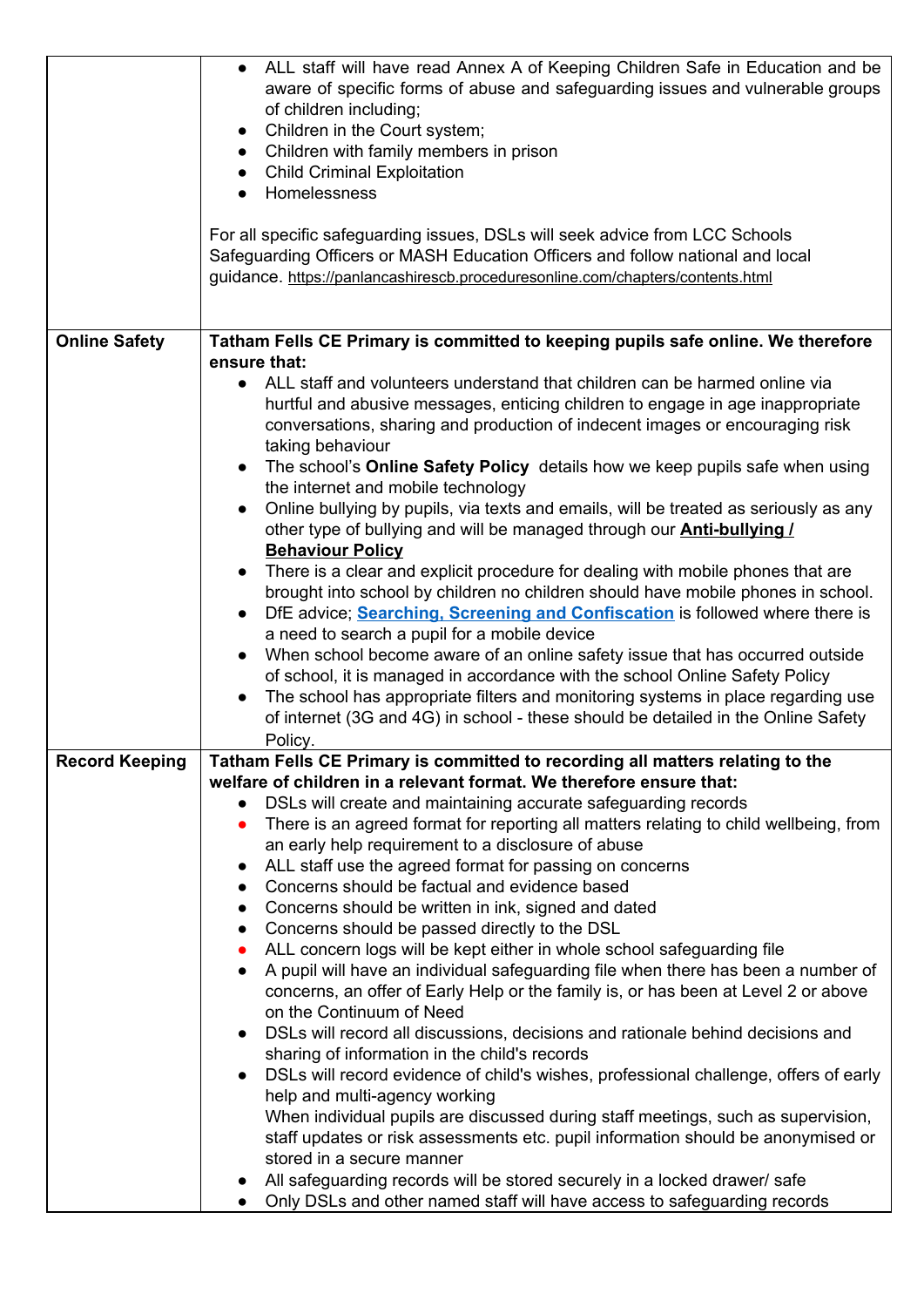| | |
|---|---|
| | • ALL staff will have read Annex A of Keeping Children Safe in Education and be aware of specific forms of abuse and safeguarding issues and vulnerable groups of children including;<br>• Children in the Court system;<br>• Children with family members in prison<br>• Child Criminal Exploitation<br>• Homelessness<br><br>For all specific safeguarding issues, DSLs will seek advice from LCC Schools Safeguarding Officers or MASH Education Officers and follow national and local guidance. https://panlancashirescb.proceduresonline.com/chapters/contents.html |
| **Online Safety** | **Tatham Fells CE Primary is committed to keeping pupils safe online. We therefore ensure that:**<br>• ALL staff and volunteers understand that children can be harmed online via hurtful and abusive messages, enticing children to engage in age inappropriate conversations, sharing and production of indecent images or encouraging risk taking behaviour<br>• The school's **Online Safety Policy** details how we keep pupils safe when using the internet and mobile technology<br>• Online bullying by pupils, via texts and emails, will be treated as seriously as any other type of bullying and will be managed through our **Anti-bullying / Behaviour Policy**<br>• There is a clear and explicit procedure for dealing with mobile phones that are brought into school by children no children should have mobile phones in school.<br>• DfE advice; **Searching, Screening and Confiscation** is followed where there is a need to search a pupil for a mobile device<br>• When school become aware of an online safety issue that has occurred outside of school, it is managed in accordance with the school Online Safety Policy<br>• The school has appropriate filters and monitoring systems in place regarding use of internet (3G and 4G) in school - these should be detailed in the Online Safety Policy. |
| **Record Keeping** | **Tatham Fells CE Primary is committed to recording all matters relating to the welfare of children in a relevant format. We therefore ensure that:**<br>• DSLs will create and maintaining accurate safeguarding records<br>• There is an agreed format for reporting all matters relating to child wellbeing, from an early help requirement to a disclosure of abuse<br>• ALL staff use the agreed format for passing on concerns<br>• Concerns should be factual and evidence based<br>• Concerns should be written in ink, signed and dated<br>• Concerns should be passed directly to the DSL<br>• ALL concern logs will be kept either in whole school safeguarding file<br>• A pupil will have an individual safeguarding file when there has been a number of concerns, an offer of Early Help or the family is, or has been at Level 2 or above on the Continuum of Need<br>• DSLs will record all discussions, decisions and rationale behind decisions and sharing of information in the child's records<br>• DSLs will record evidence of child's wishes, professional challenge, offers of early help and multi-agency working<br>When individual pupils are discussed during staff meetings, such as supervision, staff updates or risk assessments etc. pupil information should be anonymised or stored in a secure manner<br>• All safeguarding records will be stored securely in a locked drawer/ safe<br>• Only DSLs and other named staff will have access to safeguarding records |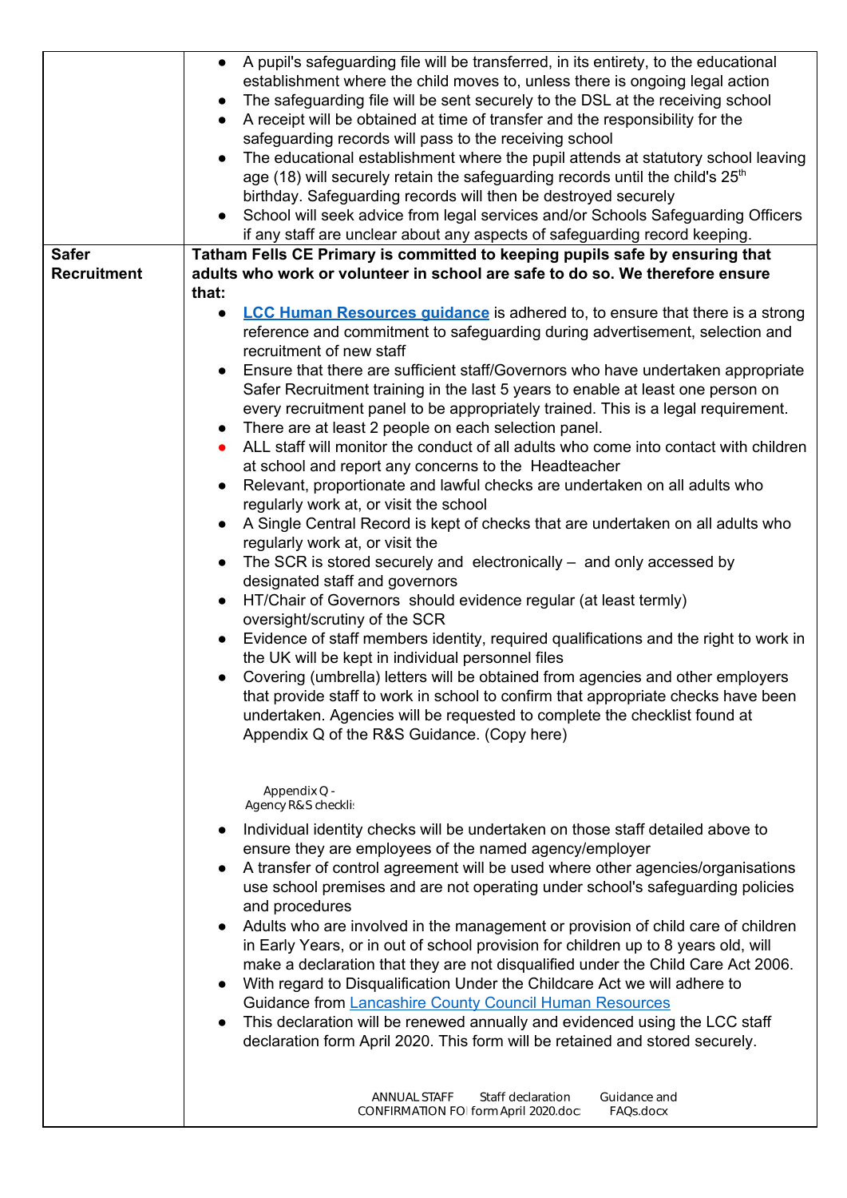| | |
|---|---|
| | • A pupil's safeguarding file will be transferred, in its entirety, to the educational establishment where the child moves to, unless there is ongoing legal action<br>• The safeguarding file will be sent securely to the DSL at the receiving school<br>• A receipt will be obtained at time of transfer and the responsibility for the safeguarding records will pass to the receiving school<br>• The educational establishment where the pupil attends at statutory school leaving age (18) will securely retain the safeguarding records until the child's 25th birthday. Safeguarding records will then be destroyed securely<br>• School will seek advice from legal services and/or Schools Safeguarding Officers if any staff are unclear about any aspects of safeguarding record keeping. |
| **Safer Recruitment** | **Tatham Fells CE Primary is committed to keeping pupils safe by ensuring that adults who work or volunteer in school are safe to do so. We therefore ensure that:**<br>• **LCC Human Resources guidance** is adhered to, to ensure that there is a strong reference and commitment to safeguarding during advertisement, selection and recruitment of new staff<br>• Ensure that there are sufficient staff/Governors who have undertaken appropriate Safer Recruitment training in the last 5 years to enable at least one person on every recruitment panel to be appropriately trained. This is a legal requirement.<br>• There are at least 2 people on each selection panel.<br>• ALL staff will monitor the conduct of all adults who come into contact with children at school and report any concerns to the Headteacher<br>• Relevant, proportionate and lawful checks are undertaken on all adults who regularly work at, or visit the school<br>• A Single Central Record is kept of checks that are undertaken on all adults who regularly work at, or visit the<br>• The SCR is stored securely and electronically – and only accessed by designated staff and governors<br>• HT/Chair of Governors should evidence regular (at least termly) oversight/scrutiny of the SCR<br>• Evidence of staff members identity, required qualifications and the right to work in the UK will be kept in individual personnel files<br>• Covering (umbrella) letters will be obtained from agencies and other employers that provide staff to work in school to confirm that appropriate checks have been undertaken. Agencies will be requested to complete the checklist found at Appendix Q of the R&S Guidance. (Copy here)<br><br>Appendix Q - Agency R&S checkli<br><br>• Individual identity checks will be undertaken on those staff detailed above to ensure they are employees of the named agency/employer<br>• A transfer of control agreement will be used where other agencies/organisations use school premises and are not operating under school's safeguarding policies and procedures<br>• Adults who are involved in the management or provision of child care of children in Early Years, or in out of school provision for children up to 8 years old, will make a declaration that they are not disqualified under the Child Care Act 2006.<br>• With regard to Disqualification Under the Childcare Act we will adhere to Guidance from Lancashire County Council Human Resources<br>• This declaration will be renewed annually and evidenced using the LCC staff declaration form April 2020. This form will be retained and stored securely.<br><br>ANNUAL STAFF CONFIRMATION FO Staff declaration form April 2020.doc Guidance and FAQs.docx |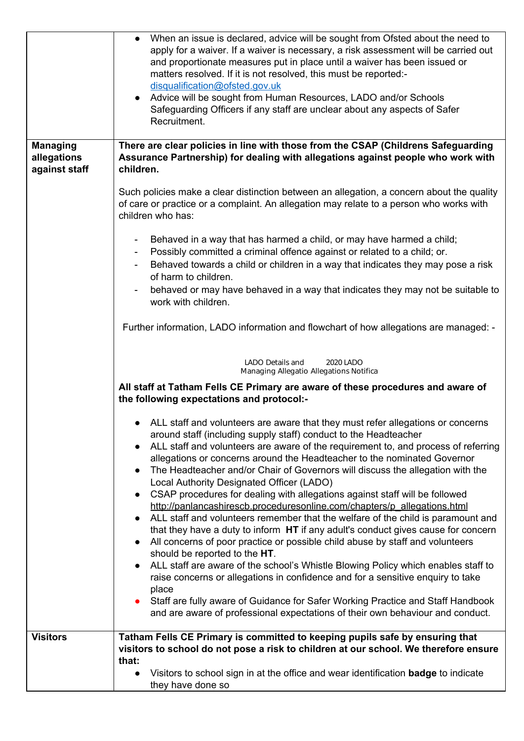| | |
|---|---|
| | • When an issue is declared, advice will be sought from Ofsted about the need to apply for a waiver. If a waiver is necessary, a risk assessment will be carried out and proportionate measures put in place until a waiver has been issued or matters resolved. If it is not resolved, this must be reported:- disqualification@ofsted.gov.uk<br>• Advice will be sought from Human Resources, LADO and/or Schools Safeguarding Officers if any staff are unclear about any aspects of Safer Recruitment. |
| **Managing allegations against staff** | **There are clear policies in line with those from the CSAP (Childrens Safeguarding Assurance Partnership) for dealing with allegations against people who work with children.**<br><br>Such policies make a clear distinction between an allegation, a concern about the quality of care or practice or a complaint. An allegation may relate to a person who works with children who has:<br><br>- Behaved in a way that has harmed a child, or may have harmed a child;<br>- Possibly committed a criminal offence against or related to a child; or.<br>- Behaved towards a child or children in a way that indicates they may pose a risk of harm to children.<br>- behaved or may have behaved in a way that indicates they may not be suitable to work with children.<br><br>Further information, LADO information and flowchart of how allegations are managed: -<br><br>LADO Details and Managing Allegatio 2020 LADO Allegations Notifica<br><br>**All staff at Tatham Fells CE Primary are aware of these procedures and aware of the following expectations and protocol:-**<br><br>• ALL staff and volunteers are aware that they must refer allegations or concerns around staff (including supply staff) conduct to the Headteacher<br>• ALL staff and volunteers are aware of the requirement to, and process of referring allegations or concerns around the Headteacher to the nominated Governor<br>• The Headteacher and/or Chair of Governors will discuss the allegation with the Local Authority Designated Officer (LADO)<br>• CSAP procedures for dealing with allegations against staff will be followed http://panlancashirescb.proceduresonline.com/chapters/p_allegations.html<br>• ALL staff and volunteers remember that the welfare of the child is paramount and that they have a duty to inform **HT** if any adult's conduct gives cause for concern<br>• All concerns of poor practice or possible child abuse by staff and volunteers should be reported to the **HT**.<br>• ALL staff are aware of the school's Whistle Blowing Policy which enables staff to raise concerns or allegations in confidence and for a sensitive enquiry to take place<br>• Staff are fully aware of Guidance for Safer Working Practice and Staff Handbook and are aware of professional expectations of their own behaviour and conduct. |
| **Visitors** | **Tatham Fells CE Primary is committed to keeping pupils safe by ensuring that visitors to school do not pose a risk to children at our school. We therefore ensure that:**<br>• Visitors to school sign in at the office and wear identification **badge** to indicate they have done so |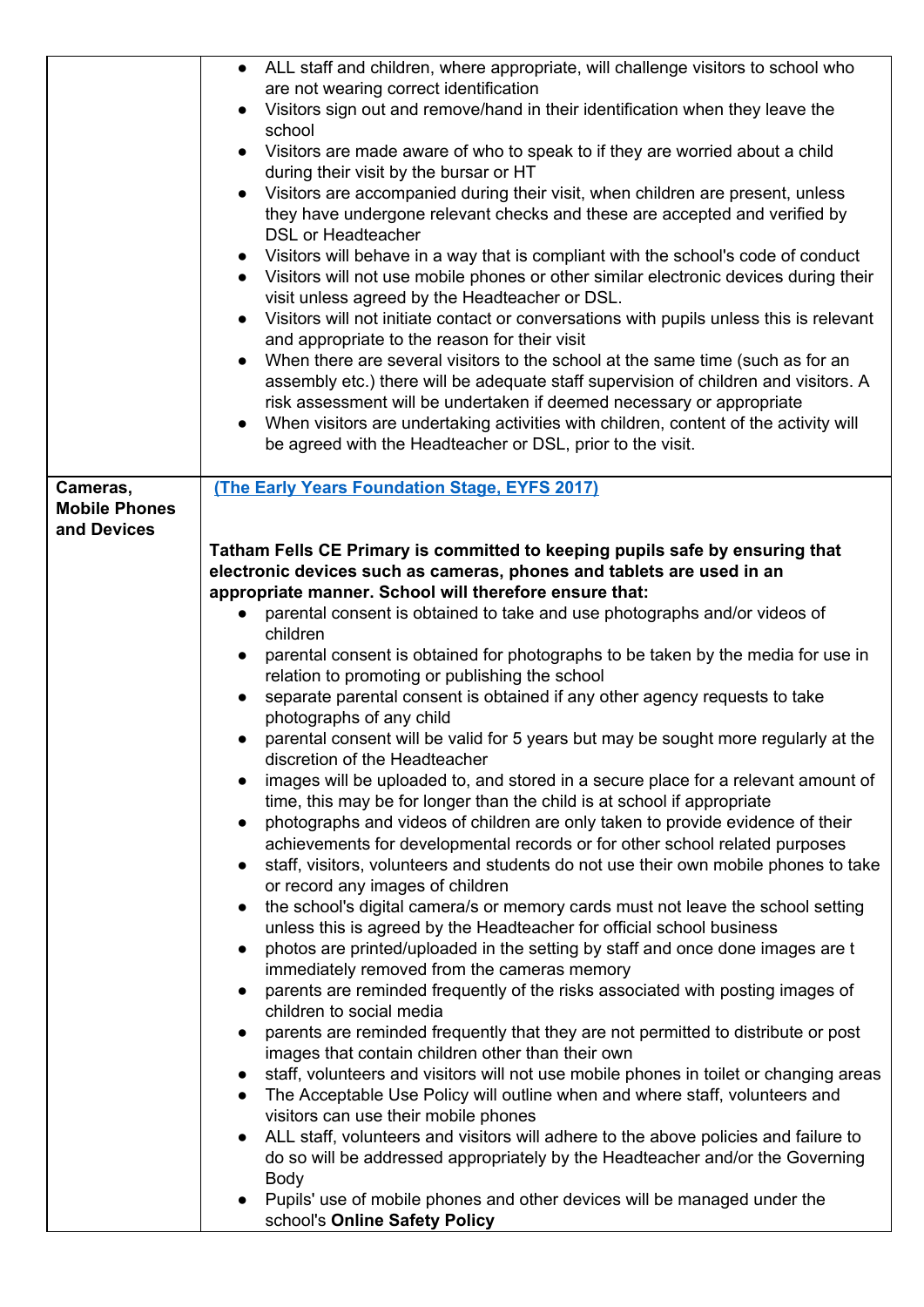| | |
|---|---|
| | <ul><li>ALL staff and children, where appropriate, will challenge visitors to school who are not wearing correct identification</li><li>Visitors sign out and remove/hand in their identification when they leave the school</li><li>Visitors are made aware of who to speak to if they are worried about a child during their visit by the bursar or HT</li><li>Visitors are accompanied during their visit, when children are present, unless they have undergone relevant checks and these are accepted and verified by DSL or Headteacher</li><li>Visitors will behave in a way that is compliant with the school's code of conduct</li><li>Visitors will not use mobile phones or other similar electronic devices during their visit unless agreed by the Headteacher or DSL.</li><li>Visitors will not initiate contact or conversations with pupils unless this is relevant and appropriate to the reason for their visit</li><li>When there are several visitors to the school at the same time (such as for an assembly etc.) there will be adequate staff supervision of children and visitors. A risk assessment will be undertaken if deemed necessary or appropriate</li><li>When visitors are undertaking activities with children, content of the activity will be agreed with the Headteacher or DSL, prior to the visit.</li></ul> |
| **Cameras, Mobile Phones and Devices** | **(The Early Years Foundation Stage, EYFS 2017)**<br><br>**Tatham Fells CE Primary is committed to keeping pupils safe by ensuring that electronic devices such as cameras, phones and tablets are used in an appropriate manner. School will therefore ensure that:**<ul><li>parental consent is obtained to take and use photographs and/or videos of children</li><li>parental consent is obtained for photographs to be taken by the media for use in relation to promoting or publishing the school</li><li>separate parental consent is obtained if any other agency requests to take photographs of any child</li><li>parental consent will be valid for 5 years but may be sought more regularly at the discretion of the Headteacher</li><li>images will be uploaded to, and stored in a secure place for a relevant amount of time, this may be for longer than the child is at school if appropriate</li><li>photographs and videos of children are only taken to provide evidence of their achievements for developmental records or for other school related purposes</li><li>staff, visitors, volunteers and students do not use their own mobile phones to take or record any images of children</li><li>the school's digital camera/s or memory cards must not leave the school setting unless this is agreed by the Headteacher for official school business</li><li>photos are printed/uploaded in the setting by staff and once done images are t immediately removed from the cameras memory</li><li>parents are reminded frequently of the risks associated with posting images of children to social media</li><li>parents are reminded frequently that they are not permitted to distribute or post images that contain children other than their own</li><li>staff, volunteers and visitors will not use mobile phones in toilet or changing areas</li><li>The Acceptable Use Policy will outline when and where staff, volunteers and visitors can use their mobile phones</li><li>ALL staff, volunteers and visitors will adhere to the above policies and failure to do so will be addressed appropriately by the Headteacher and/or the Governing Body</li><li>Pupils' use of mobile phones and other devices will be managed under the school's **Online Safety Policy**</li></ul> |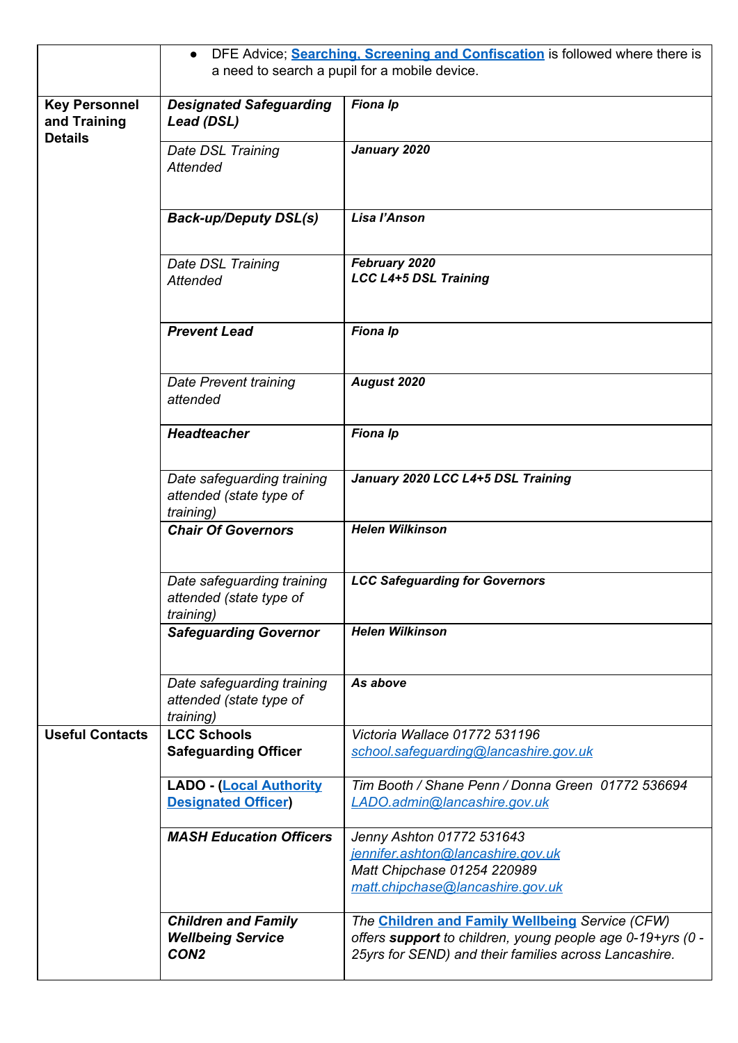| | | |
|---|---|---|
| | ● DFE Advice; **Searching, Screening and Confiscation** is followed where there is a need to search a pupil for a mobile device. | |
| **Key Personnel and Training Details** | ***Designated Safeguarding Lead (DSL)*** | ***Fiona Ip*** |
| | *Date DSL Training Attended* | ***January 2020*** |
| | ***Back-up/Deputy DSL(s)*** | ***Lisa I'Anson*** |
| | *Date DSL Training Attended* | ***February 2020*** <br> ***LCC L4+5 DSL Training*** |
| | ***Prevent Lead*** | ***Fiona Ip*** |
| | *Date Prevent training attended* | ***August 2020*** |
| | ***Headteacher*** | ***Fiona Ip*** |
| | *Date safeguarding training attended (state type of training)* | ***January 2020 LCC L4+5 DSL Training*** |
| | ***Chair Of Governors*** | ***Helen Wilkinson*** |
| | *Date safeguarding training attended (state type of training)* | ***LCC Safeguarding for Governors*** |
| | ***Safeguarding Governor*** | ***Helen Wilkinson*** |
| | *Date safeguarding training attended (state type of training)* | ***As above*** |
| **Useful Contacts** | **LCC Schools Safeguarding Officer** | *Victoria Wallace 01772 531196* <br> *school.safeguarding@lancashire.gov.uk* |
| | **LADO - (Local Authority Designated Officer)** | *Tim Booth / Shane Penn / Donna Green 01772 536694* <br> *LADO.admin@lancashire.gov.uk* |
| | ***MASH Education Officers*** | *Jenny Ashton 01772 531643* <br> *jennifer.ashton@lancashire.gov.uk* <br> *Matt Chipchase 01254 220989* <br> *matt.chipchase@lancashire.gov.uk* |
| | ***Children and Family Wellbeing Service CON2*** | *The **Children and Family Wellbeing** Service (CFW) offers **support** to children, young people age 0-19+yrs (0 - 25yrs for SEND) and their families across Lancashire.* |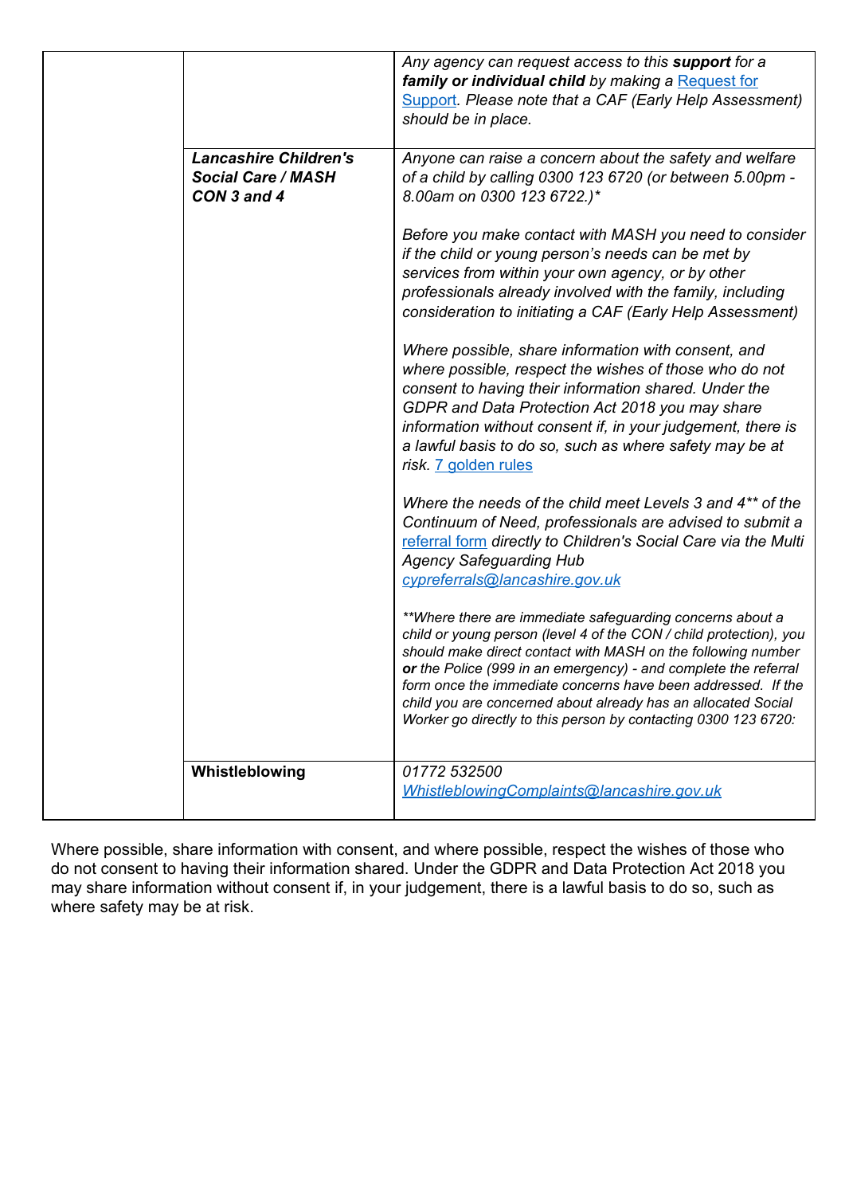| | | |
|---|---|---|
| | | *Any agency can request access to this* ***support*** *for a* ***family or individual child*** *by making a* [Request for Support](). *Please note that a CAF (Early Help Assessment) should be in place.* |
| | ***Lancashire Children's Social Care / MASH CON 3 and 4*** | *Anyone can raise a concern about the safety and welfare of a child by calling 0300 123 6720 (or between 5.00pm - 8.00am on 0300 123 6722.)** <br><br> *Before you make contact with MASH you need to consider if the child or young person's needs can be met by services from within your own agency, or by other professionals already involved with the family, including consideration to initiating a CAF (Early Help Assessment)* <br><br> *Where possible, share information with consent, and where possible, respect the wishes of those who do not consent to having their information shared. Under the GDPR and Data Protection Act 2018 you may share information without consent if, in your judgement, there is a lawful basis to do so, such as where safety may be at risk.* [7 golden rules]() <br><br> *Where the needs of the child meet Levels 3 and 4** of the Continuum of Need, professionals are advised to submit a* [referral form]() *directly to Children's Social Care via the Multi Agency Safeguarding Hub* [cypreferrals@lancashire.gov.uk]() <br><br> *\*\*Where there are immediate safeguarding concerns about a child or young person (level 4 of the CON / child protection), you should make direct contact with MASH on the following number* ***or*** *the Police (999 in an emergency) - and complete the referral form once the immediate concerns have been addressed. If the child you are concerned about already has an allocated Social Worker go directly to this person by contacting 0300 123 6720:* |
| | **Whistleblowing** | *01772 532500* <br> [WhistleblowingComplaints@lancashire.gov.uk]() |

Where possible, share information with consent, and where possible, respect the wishes of those who do not consent to having their information shared. Under the GDPR and Data Protection Act 2018 you may share information without consent if, in your judgement, there is a lawful basis to do so, such as where safety may be at risk.